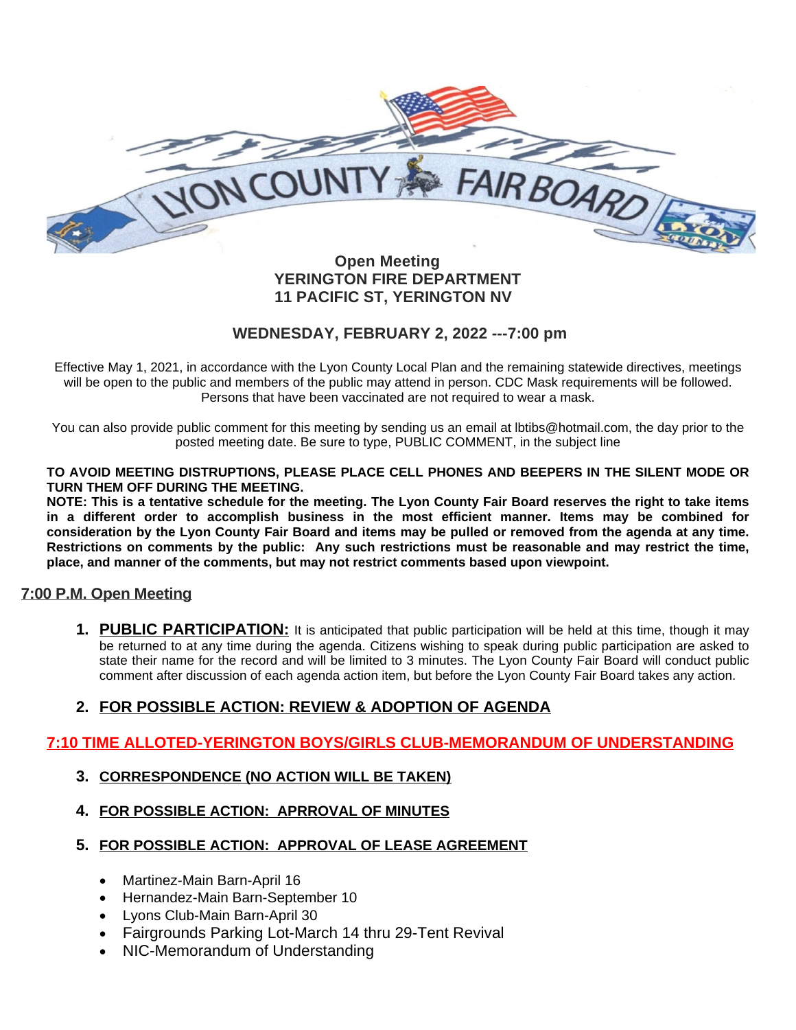# Open Meeting
## YERINGTON FIRE DEPARTMENT
## 11 PACIFIC ST, YERINGTON NV

## WEDNESDAY, FEBRUARY 2, 2022 ---7:00 pm

Effective May 1, 2021, in accordance with the Lyon County Local Plan and the remaining statewide directives, meetings will be open to the public and members of the public may attend in person. CDC Mask requirements will be followed. Persons that have been vaccinated are not required to wear a mask.

You can also provide public comment for this meeting by sending us an email at lbtibs@hotmail.com, the day prior to the posted meeting date. Be sure to type, PUBLIC COMMENT, in the subject line

**TO AVOID MEETING DISTRUPTIONS, PLEASE PLACE CELL PHONES AND BEEPERS IN THE SILENT MODE OR TURN THEM OFF DURING THE MEETING.**

**NOTE: This is a tentative schedule for the meeting. The Lyon County Fair Board reserves the right to take items in a different order to accomplish business in the most efficient manner. Items may be combined for consideration by the Lyon County Fair Board and items may be pulled or removed from the agenda at any time. Restrictions on comments by the public: Any such restrictions must be reasonable and may restrict the time, place, and manner of the comments, but may not restrict comments based upon viewpoint.**

## 7:00 P.M. Open Meeting

1. **PUBLIC PARTICIPATION:** It is anticipated that public participation will be held at this time, though it may be returned to at any time during the agenda. Citizens wishing to speak during public participation are asked to state their name for the record and will be limited to 3 minutes. The Lyon County Fair Board will conduct public comment after discussion of each agenda action item, but before the Lyon County Fair Board takes any action.

2. **FOR POSSIBLE ACTION: REVIEW & ADOPTION OF AGENDA**

## 7:10 TIME ALLOTED-YERINGTON BOYS/GIRLS CLUB-MEMORANDUM OF UNDERSTANDING

3. **CORRESPONDENCE (NO ACTION WILL BE TAKEN)**

4. **FOR POSSIBLE ACTION: APRROVAL OF MINUTES**

5. **FOR POSSIBLE ACTION: APPROVAL OF LEASE AGREEMENT**

   - Martinez-Main Barn-April 16
   - Hernandez-Main Barn-September 10
   - Lyons Club-Main Barn-April 30
   - Fairgrounds Parking Lot-March 14 thru 29-Tent Revival
   - NIC-Memorandum of Understanding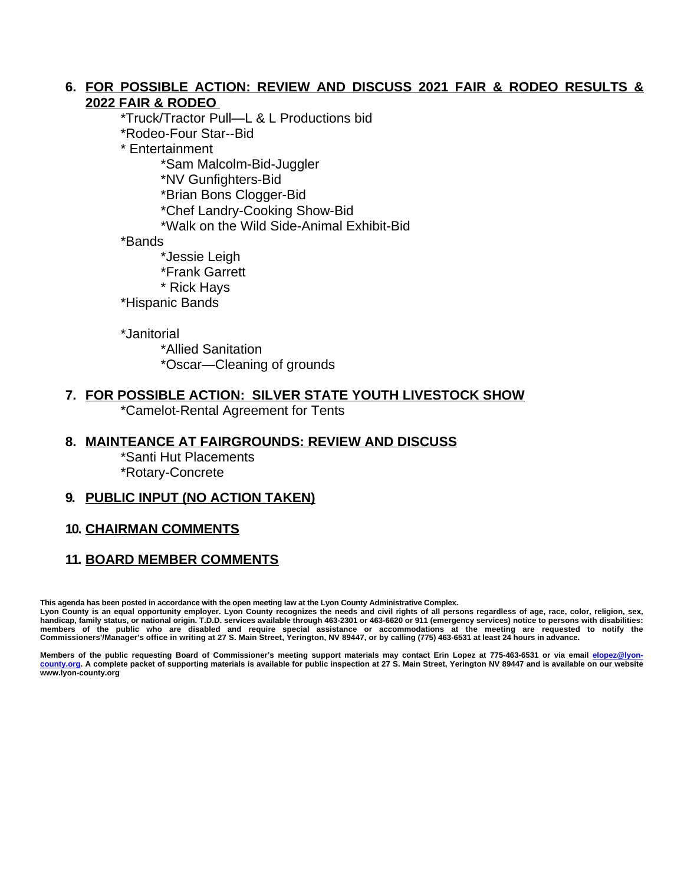6. **FOR POSSIBLE ACTION: REVIEW AND DISCUSS 2021 FAIR & RODEO RESULTS & 2022 FAIR & RODEO**

   *Truck/Tractor Pull—L & L Productions bid
   *Rodeo-Four Star--Bid
   * Entertainment
      *Sam Malcolm-Bid-Juggler
      *NV Gunfighters-Bid
      *Brian Bons Clogger-Bid
      *Chef Landry-Cooking Show-Bid
      *Walk on the Wild Side-Animal Exhibit-Bid
   *Bands
      *Jessie Leigh
      *Frank Garrett
      * Rick Hays
   *Hispanic Bands

   *Janitorial
      *Allied Sanitation
      *Oscar—Cleaning of grounds

7. **FOR POSSIBLE ACTION: SILVER STATE YOUTH LIVESTOCK SHOW**

   *Camelot-Rental Agreement for Tents

8. **MAINTEANCE AT FAIRGROUNDS: REVIEW AND DISCUSS**

   *Santi Hut Placements
   *Rotary-Concrete

9. **PUBLIC INPUT (NO ACTION TAKEN)**

10. **CHAIRMAN COMMENTS**

11. **BOARD MEMBER COMMENTS**

**This agenda has been posted in accordance with the open meeting law at the Lyon County Administrative Complex.**
**Lyon County is an equal opportunity employer. Lyon County recognizes the needs and civil rights of all persons regardless of age, race, color, religion, sex, handicap, family status, or national origin. T.D.D. services available through 463-2301 or 463-6620 or 911 (emergency services) notice to persons with disabilities: members of the public who are disabled and require special assistance or accommodations at the meeting are requested to notify the Commissioners'/Manager's office in writing at 27 S. Main Street, Yerington, NV 89447, or by calling (775) 463-6531 at least 24 hours in advance.**

**Members of the public requesting Board of Commissioner's meeting support materials may contact Erin Lopez at 775-463-6531 or via email elopez@lyon-county.org. A complete packet of supporting materials is available for public inspection at 27 S. Main Street, Yerington NV 89447 and is available on our website www.lyon-county.org**